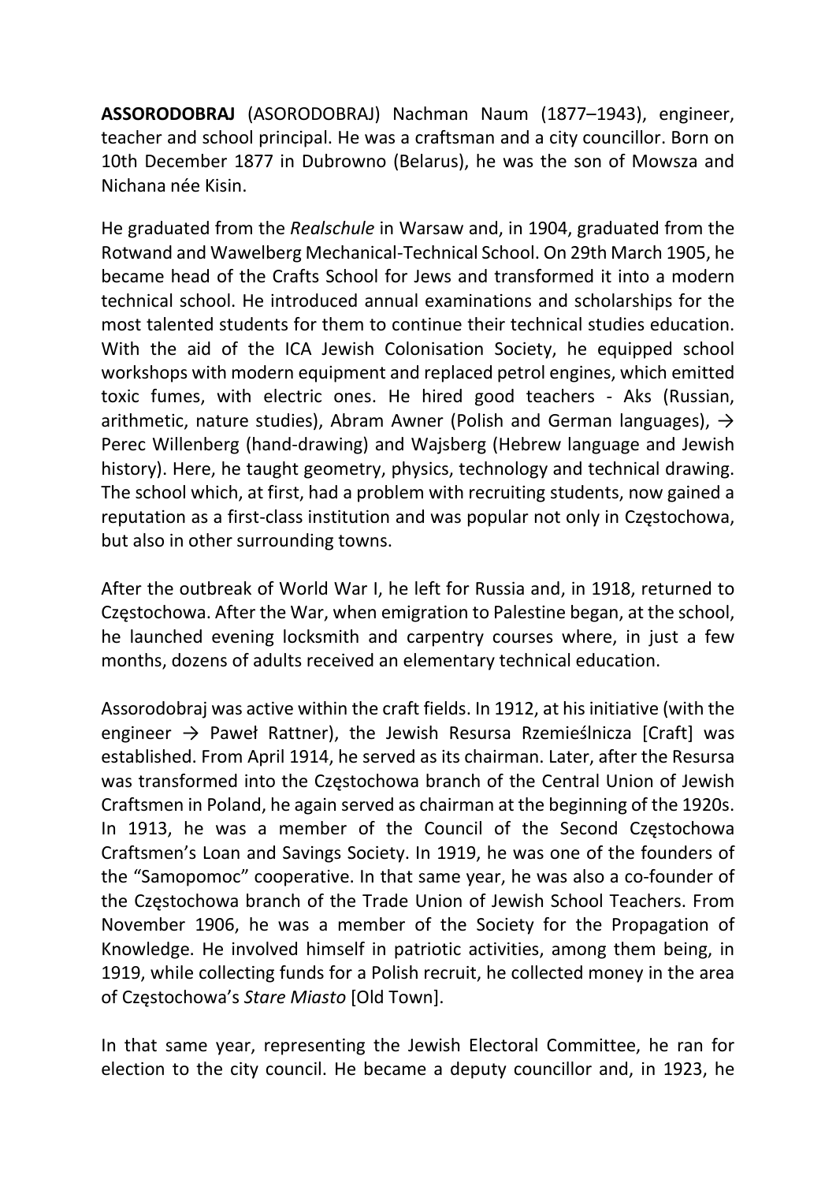**ASSORODOBRAJ** (ASORODOBRAJ) Nachman Naum (1877–1943), engineer, teacher and school principal. He was a craftsman and a city councillor. Born on 10th December 1877 in Dubrowno (Belarus), he was the son of Mowsza and Nichana née Kisin.

He graduated from the *Realschule* in Warsaw and, in 1904, graduated from the Rotwand and Wawelberg Mechanical-Technical School. On 29th March 1905, he became head of the Crafts School for Jews and transformed it into a modern technical school. He introduced annual examinations and scholarships for the most talented students for them to continue their technical studies education. With the aid of the ICA Jewish Colonisation Society, he equipped school workshops with modern equipment and replaced petrol engines, which emitted toxic fumes, with electric ones. He hired good teachers - Aks (Russian, arithmetic, nature studies), Abram Awner (Polish and German languages), → Perec Willenberg (hand-drawing) and Wajsberg (Hebrew language and Jewish history). Here, he taught geometry, physics, technology and technical drawing. The school which, at first, had a problem with recruiting students, now gained a reputation as a first-class institution and was popular not only in Częstochowa, but also in other surrounding towns.

After the outbreak of World War I, he left for Russia and, in 1918, returned to Częstochowa. After the War, when emigration to Palestine began, at the school, he launched evening locksmith and carpentry courses where, in just a few months, dozens of adults received an elementary technical education.

Assorodobraj was active within the craft fields. In 1912, at his initiative (with the engineer → Paweł Rattner), the Jewish Resursa Rzemieślnicza [Craft] was established. From April 1914, he served as its chairman. Later, after the Resursa was transformed into the Częstochowa branch of the Central Union of Jewish Craftsmen in Poland, he again served as chairman at the beginning of the 1920s. In 1913, he was a member of the Council of the Second Częstochowa Craftsmen's Loan and Savings Society. In 1919, he was one of the founders of the "Samopomoc" cooperative. In that same year, he was also a co-founder of the Częstochowa branch of the Trade Union of Jewish School Teachers. From November 1906, he was a member of the Society for the Propagation of Knowledge. He involved himself in patriotic activities, among them being, in 1919, while collecting funds for a Polish recruit, he collected money in the area of Częstochowa's *Stare Miasto* [Old Town].

In that same year, representing the Jewish Electoral Committee, he ran for election to the city council. He became a deputy councillor and, in 1923, he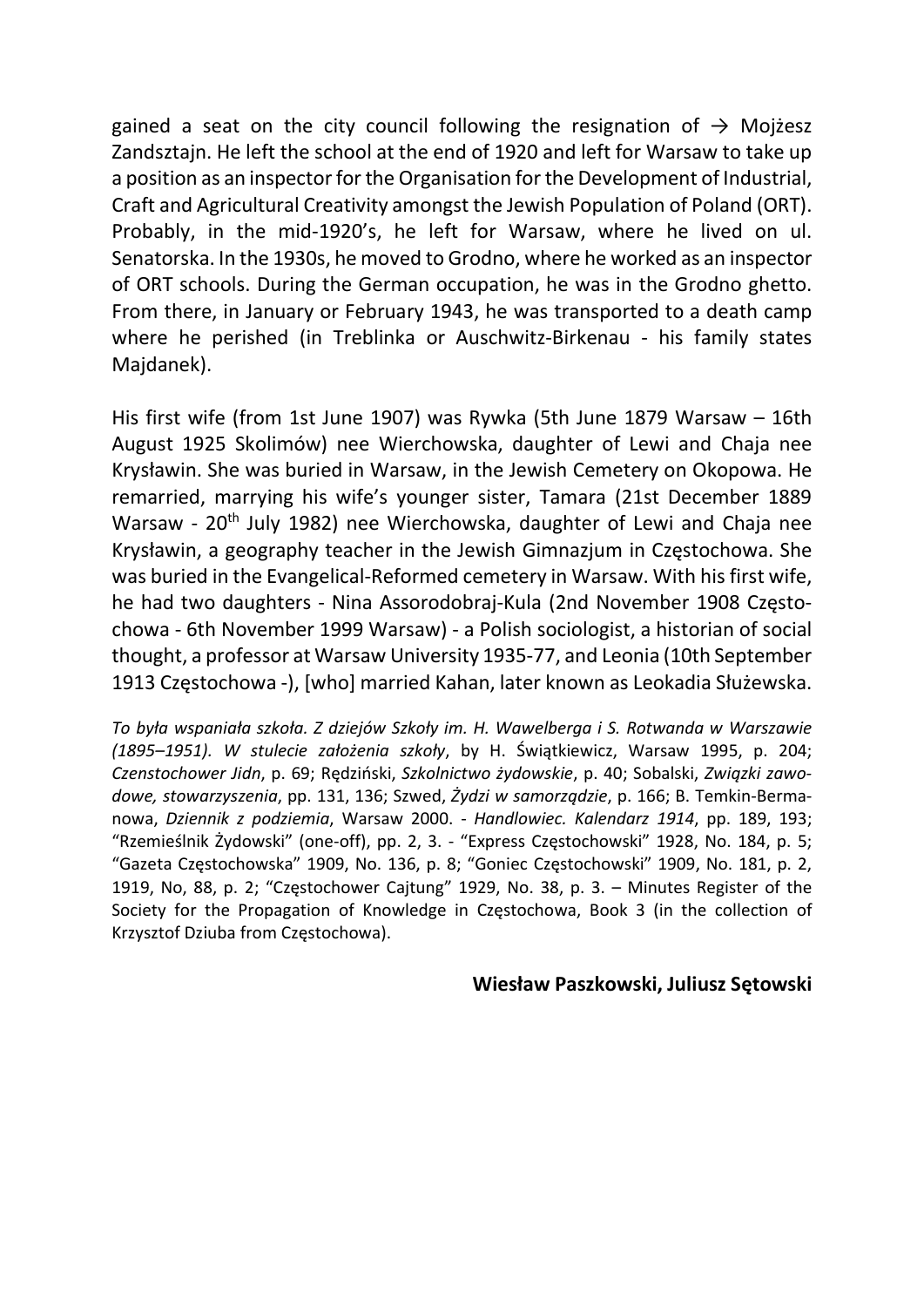gained a seat on the city council following the resignation of → Mojżesz Zandsztajn. He left the school at the end of 1920 and left for Warsaw to take up a position as an inspector for the Organisation for the Development of Industrial, Craft and Agricultural Creativity amongst the Jewish Population of Poland (ORT). Probably, in the mid-1920's, he left for Warsaw, where he lived on ul. Senatorska. In the 1930s, he moved to Grodno, where he worked as an inspector of ORT schools. During the German occupation, he was in the Grodno ghetto. From there, in January or February 1943, he was transported to a death camp where he perished (in Treblinka or Auschwitz-Birkenau - his family states Majdanek).

His first wife (from 1st June 1907) was Rywka (5th June 1879 Warsaw – 16th August 1925 Skolimów) nee Wierchowska, daughter of Lewi and Chaja nee Krysławin. She was buried in Warsaw, in the Jewish Cemetery on Okopowa. He remarried, marrying his wife's younger sister, Tamara (21st December 1889 Warsaw - 20th July 1982) nee Wierchowska, daughter of Lewi and Chaja nee Krysławin, a geography teacher in the Jewish Gimnazjum in Częstochowa. She was buried in the Evangelical-Reformed cemetery in Warsaw. With his first wife, he had two daughters - Nina Assorodobraj-Kula (2nd November 1908 Częstochowa - 6th November 1999 Warsaw) - a Polish sociologist, a historian of social thought, a professor at Warsaw University 1935-77, and Leonia (10th September 1913 Częstochowa -), [who] married Kahan, later known as Leokadia Służewska.

*To była wspaniała szkoła. Z dziejów Szkoły im. H. Wawelberga i S. Rotwanda w Warszawie (1895–1951). W stulecie założenia szkoły*, by H. Świątkiewicz, Warsaw 1995, p. 204; *Czenstochower Jidn*, p. 69; Rędziński, *Szkolnictwo żydowskie*, p. 40; Sobalski, *Związki zawodowe, stowarzyszenia*, pp. 131, 136; Szwed, *Żydzi w samorządzie*, p. 166; B. Temkin-Bermanowa, *Dziennik z podziemia*, Warsaw 2000. - *Handlowiec. Kalendarz 1914*, pp. 189, 193; "Rzemieślnik Żydowski" (one-off), pp. 2, 3. - "Express Częstochowski" 1928, No. 184, p. 5; "Gazeta Częstochowska" 1909, No. 136, p. 8; "Goniec Częstochowski" 1909, No. 181, p. 2, 1919, No, 88, p. 2; "Częstochower Cajtung" 1929, No. 38, p. 3. – Minutes Register of the Society for the Propagation of Knowledge in Częstochowa, Book 3 (in the collection of Krzysztof Dziuba from Częstochowa).

**Wiesław Paszkowski, Juliusz Sętowski**